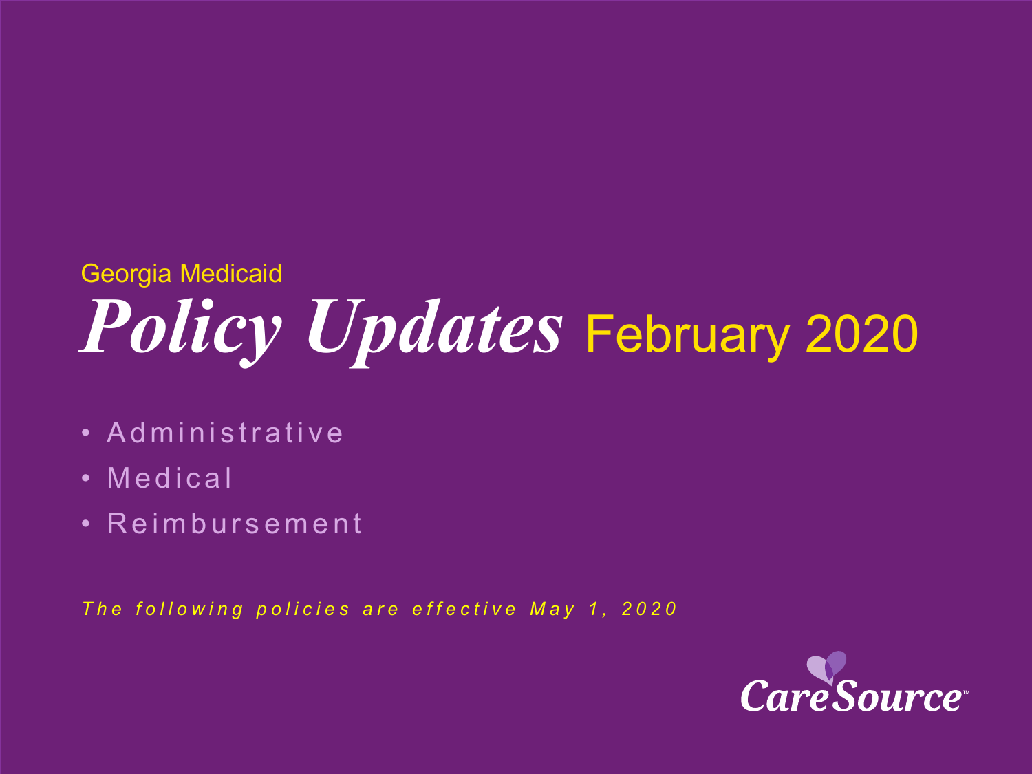Georgia Medicaid

# *Policy Updates* February 2020

- Administrative
- Medical
- Reimbursement

*The following policies are effective May 1, 2020*

CareSource™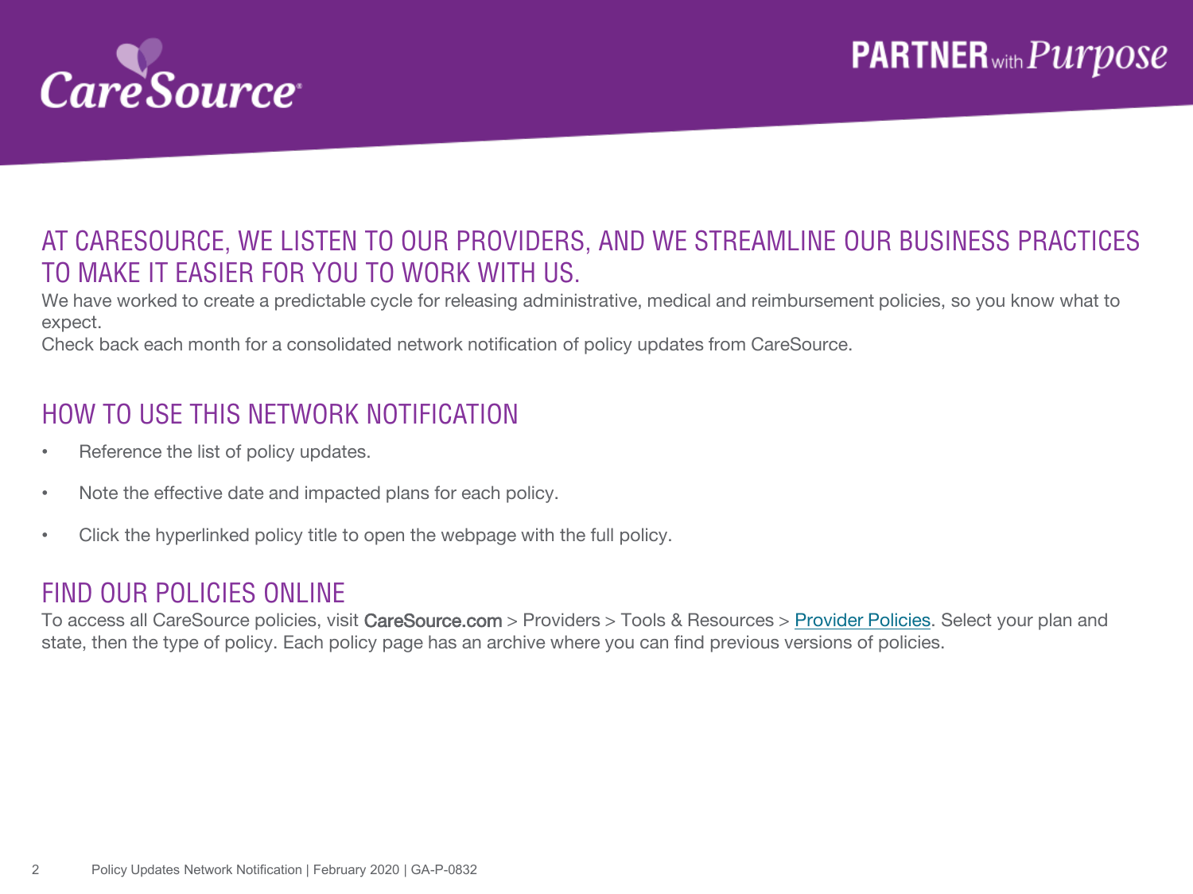CareSource

PARTNER with Purpose

## AT CARESOURCE, WE LISTEN TO OUR PROVIDERS, AND WE STREAMLINE OUR BUSINESS PRACTICES TO MAKE IT EASIER FOR YOU TO WORK WITH US.

We have worked to create a predictable cycle for releasing administrative, medical and reimbursement policies, so you know what to expect.
Check back each month for a consolidated network notification of policy updates from CareSource.

## HOW TO USE THIS NETWORK NOTIFICATION

- Reference the list of policy updates.
- Note the effective date and impacted plans for each policy.
- Click the hyperlinked policy title to open the webpage with the full policy.

## FIND OUR POLICIES ONLINE

To access all CareSource policies, visit CareSource.com > Providers > Tools & Resources > Provider Policies. Select your plan and state, then the type of policy. Each policy page has an archive where you can find previous versions of policies.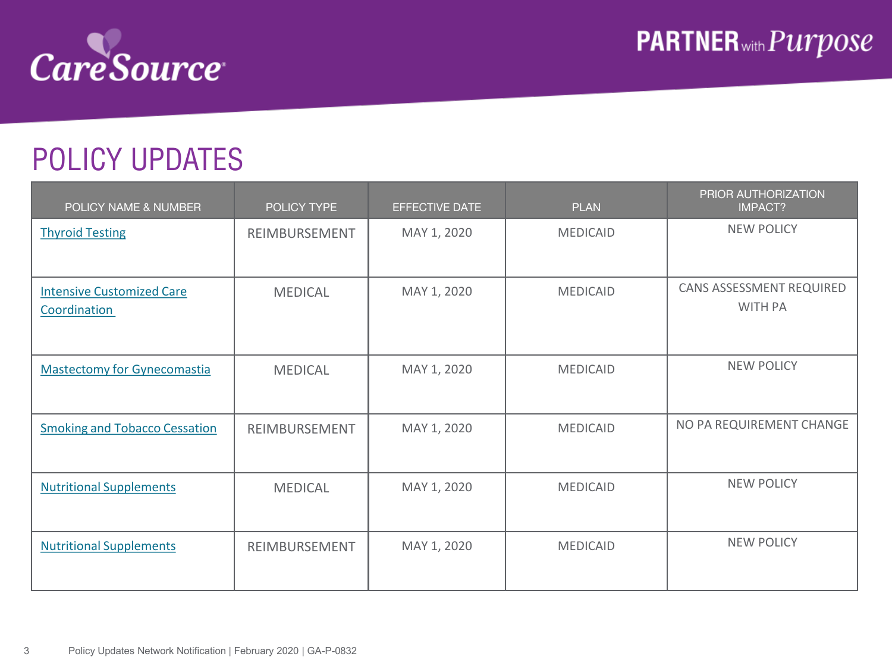# POLICY UPDATES

| POLICY NAME & NUMBER | POLICY TYPE | EFFECTIVE DATE | PLAN | PRIOR AUTHORIZATION IMPACT? |
|---|---|---|---|---|
| Thyroid Testing | REIMBURSEMENT | MAY 1, 2020 | MEDICAID | NEW POLICY |
| Intensive Customized Care Coordination | MEDICAL | MAY 1, 2020 | MEDICAID | CANS ASSESSMENT REQUIRED WITH PA |
| Mastectomy for Gynecomastia | MEDICAL | MAY 1, 2020 | MEDICAID | NEW POLICY |
| Smoking and Tobacco Cessation | REIMBURSEMENT | MAY 1, 2020 | MEDICAID | NO PA REQUIREMENT CHANGE |
| Nutritional Supplements | MEDICAL | MAY 1, 2020 | MEDICAID | NEW POLICY |
| Nutritional Supplements | REIMBURSEMENT | MAY 1, 2020 | MEDICAID | NEW POLICY |

Policy Updates Network Notification | February 2020 | GA-P-0832